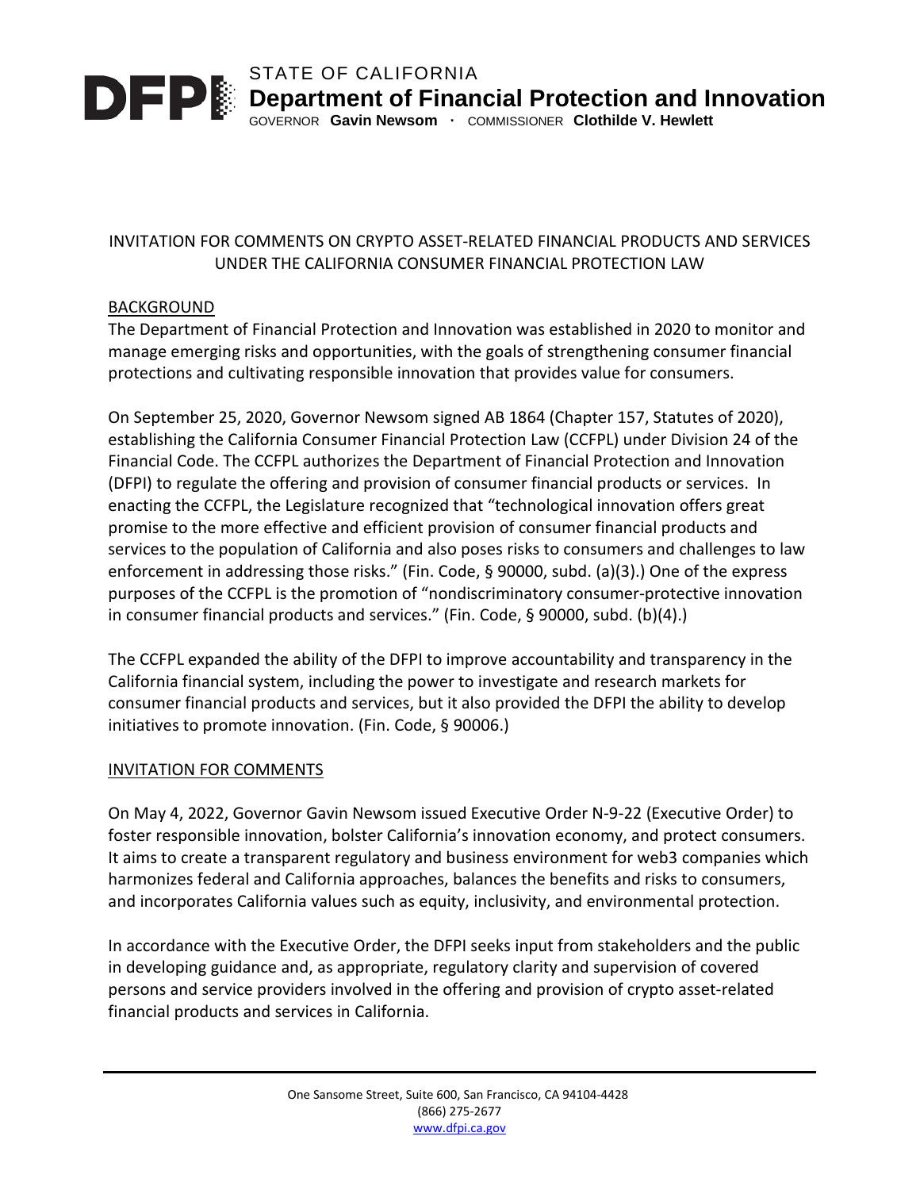STATE OF CALIFORNIA

**Department of Financial Protection and Innovation**

GOVERNOR **Gavin Newsom** · COMMISSIONER **Clothilde V. Hewlett**

# INVITATION FOR COMMENTS ON CRYPTO ASSET-RELATED FINANCIAL PRODUCTS AND SERVICES UNDER THE CALIFORNIA CONSUMER FINANCIAL PROTECTION LAW

## BACKGROUND

The Department of Financial Protection and Innovation was established in 2020 to monitor and manage emerging risks and opportunities, with the goals of strengthening consumer financial protections and cultivating responsible innovation that provides value for consumers.

On September 25, 2020, Governor Newsom signed AB 1864 (Chapter 157, Statutes of 2020), establishing the California Consumer Financial Protection Law (CCFPL) under Division 24 of the Financial Code. The CCFPL authorizes the Department of Financial Protection and Innovation (DFPI) to regulate the offering and provision of consumer financial products or services. In enacting the CCFPL, the Legislature recognized that "technological innovation offers great promise to the more effective and efficient provision of consumer financial products and services to the population of California and also poses risks to consumers and challenges to law enforcement in addressing those risks." (Fin. Code, § 90000, subd. (a)(3).) One of the express purposes of the CCFPL is the promotion of "nondiscriminatory consumer-protective innovation in consumer financial products and services." (Fin. Code, § 90000, subd. (b)(4).)

The CCFPL expanded the ability of the DFPI to improve accountability and transparency in the California financial system, including the power to investigate and research markets for consumer financial products and services, but it also provided the DFPI the ability to develop initiatives to promote innovation. (Fin. Code, § 90006.)

## INVITATION FOR COMMENTS

On May 4, 2022, Governor Gavin Newsom issued Executive Order N-9-22 (Executive Order) to foster responsible innovation, bolster California's innovation economy, and protect consumers. It aims to create a transparent regulatory and business environment for web3 companies which harmonizes federal and California approaches, balances the benefits and risks to consumers, and incorporates California values such as equity, inclusivity, and environmental protection.

In accordance with the Executive Order, the DFPI seeks input from stakeholders and the public in developing guidance and, as appropriate, regulatory clarity and supervision of covered persons and service providers involved in the offering and provision of crypto asset-related financial products and services in California.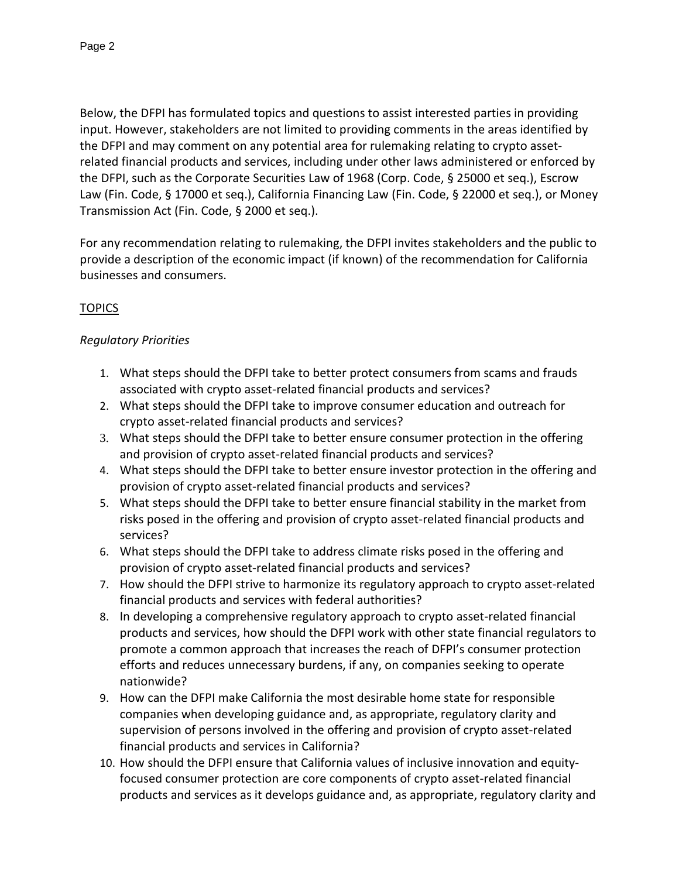Below, the DFPI has formulated topics and questions to assist interested parties in providing input. However, stakeholders are not limited to providing comments in the areas identified by the DFPI and may comment on any potential area for rulemaking relating to crypto asset-related financial products and services, including under other laws administered or enforced by the DFPI, such as the Corporate Securities Law of 1968 (Corp. Code, § 25000 et seq.), Escrow Law (Fin. Code, § 17000 et seq.), California Financing Law (Fin. Code, § 22000 et seq.), or Money Transmission Act (Fin. Code, § 2000 et seq.).

For any recommendation relating to rulemaking, the DFPI invites stakeholders and the public to provide a description of the economic impact (if known) of the recommendation for California businesses and consumers.

<u>TOPICS</u>

*Regulatory Priorities*

1. What steps should the DFPI take to better protect consumers from scams and frauds associated with crypto asset-related financial products and services?
2. What steps should the DFPI take to improve consumer education and outreach for crypto asset-related financial products and services?
3. What steps should the DFPI take to better ensure consumer protection in the offering and provision of crypto asset-related financial products and services?
4. What steps should the DFPI take to better ensure investor protection in the offering and provision of crypto asset-related financial products and services?
5. What steps should the DFPI take to better ensure financial stability in the market from risks posed in the offering and provision of crypto asset-related financial products and services?
6. What steps should the DFPI take to address climate risks posed in the offering and provision of crypto asset-related financial products and services?
7. How should the DFPI strive to harmonize its regulatory approach to crypto asset-related financial products and services with federal authorities?
8. In developing a comprehensive regulatory approach to crypto asset-related financial products and services, how should the DFPI work with other state financial regulators to promote a common approach that increases the reach of DFPI's consumer protection efforts and reduces unnecessary burdens, if any, on companies seeking to operate nationwide?
9. How can the DFPI make California the most desirable home state for responsible companies when developing guidance and, as appropriate, regulatory clarity and supervision of persons involved in the offering and provision of crypto asset-related financial products and services in California?
10. How should the DFPI ensure that California values of inclusive innovation and equity-focused consumer protection are core components of crypto asset-related financial products and services as it develops guidance and, as appropriate, regulatory clarity and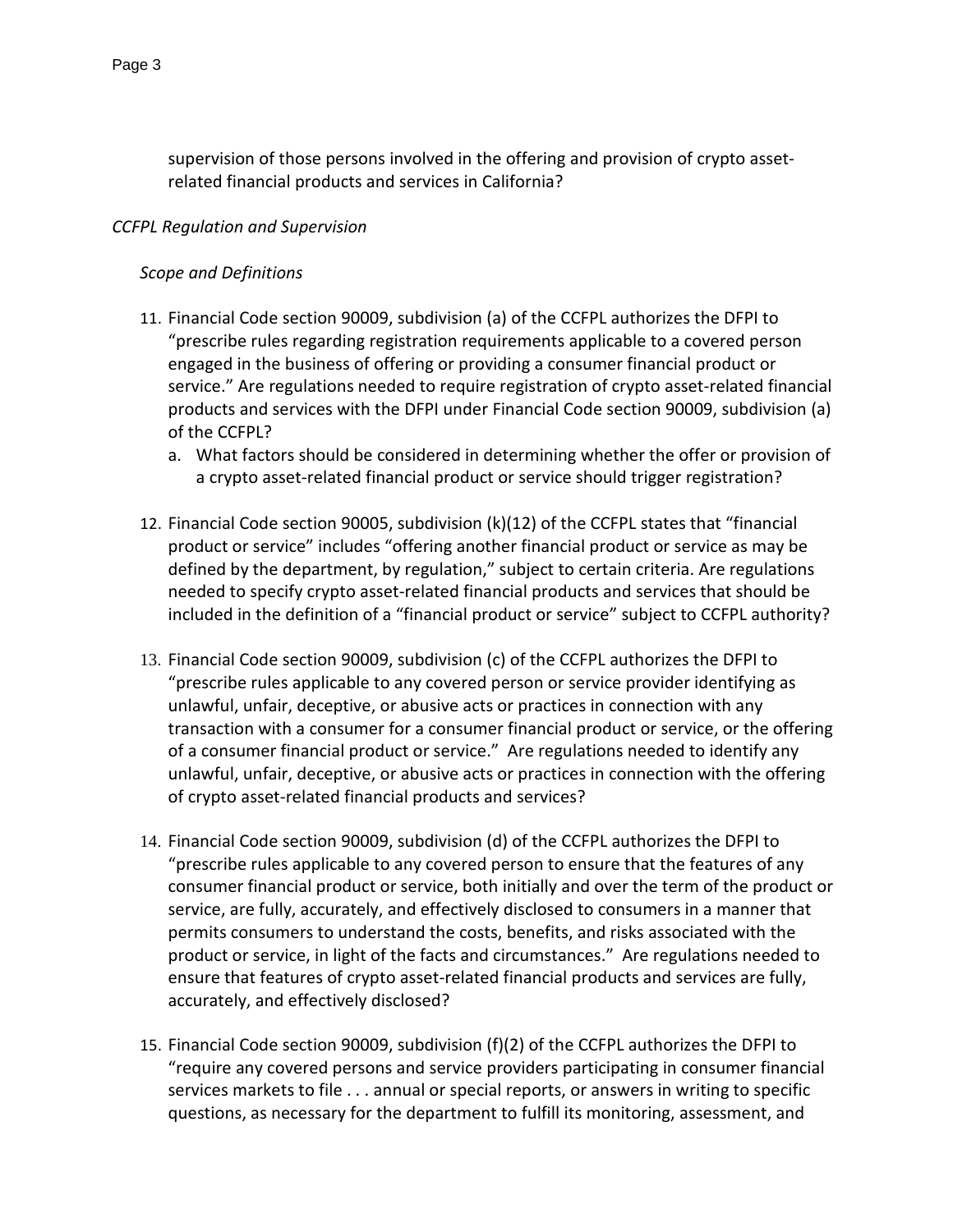supervision of those persons involved in the offering and provision of crypto asset-related financial products and services in California?

*CCFPL Regulation and Supervision*

*Scope and Definitions*

11. Financial Code section 90009, subdivision (a) of the CCFPL authorizes the DFPI to "prescribe rules regarding registration requirements applicable to a covered person engaged in the business of offering or providing a consumer financial product or service." Are regulations needed to require registration of crypto asset-related financial products and services with the DFPI under Financial Code section 90009, subdivision (a) of the CCFPL?
    a. What factors should be considered in determining whether the offer or provision of a crypto asset-related financial product or service should trigger registration?

12. Financial Code section 90005, subdivision (k)(12) of the CCFPL states that "financial product or service" includes "offering another financial product or service as may be defined by the department, by regulation," subject to certain criteria. Are regulations needed to specify crypto asset-related financial products and services that should be included in the definition of a "financial product or service" subject to CCFPL authority?

13. Financial Code section 90009, subdivision (c) of the CCFPL authorizes the DFPI to "prescribe rules applicable to any covered person or service provider identifying as unlawful, unfair, deceptive, or abusive acts or practices in connection with any transaction with a consumer for a consumer financial product or service, or the offering of a consumer financial product or service." Are regulations needed to identify any unlawful, unfair, deceptive, or abusive acts or practices in connection with the offering of crypto asset-related financial products and services?

14. Financial Code section 90009, subdivision (d) of the CCFPL authorizes the DFPI to "prescribe rules applicable to any covered person to ensure that the features of any consumer financial product or service, both initially and over the term of the product or service, are fully, accurately, and effectively disclosed to consumers in a manner that permits consumers to understand the costs, benefits, and risks associated with the product or service, in light of the facts and circumstances." Are regulations needed to ensure that features of crypto asset-related financial products and services are fully, accurately, and effectively disclosed?

15. Financial Code section 90009, subdivision (f)(2) of the CCFPL authorizes the DFPI to "require any covered persons and service providers participating in consumer financial services markets to file . . . annual or special reports, or answers in writing to specific questions, as necessary for the department to fulfill its monitoring, assessment, and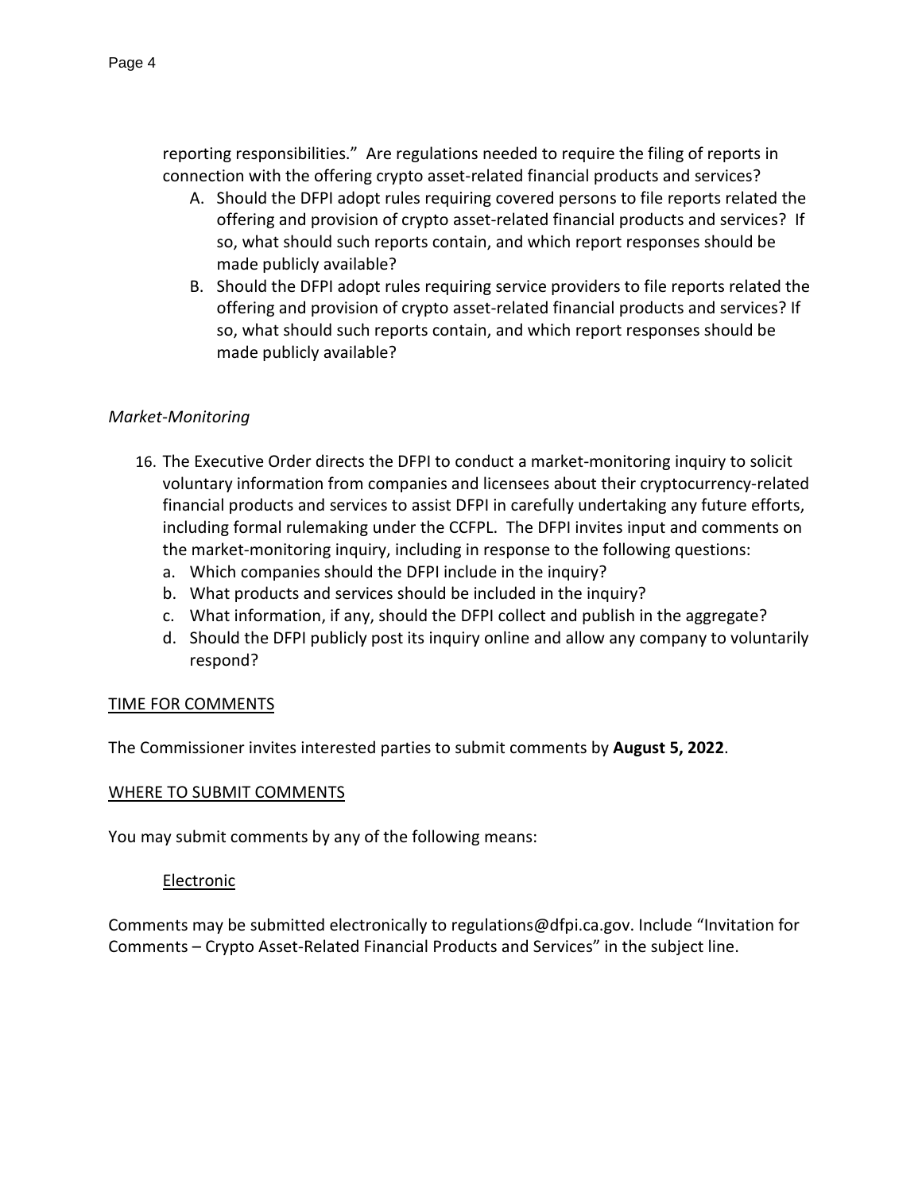reporting responsibilities." Are regulations needed to require the filing of reports in connection with the offering crypto asset-related financial products and services?

A. Should the DFPI adopt rules requiring covered persons to file reports related the offering and provision of crypto asset-related financial products and services? If so, what should such reports contain, and which report responses should be made publicly available?

B. Should the DFPI adopt rules requiring service providers to file reports related the offering and provision of crypto asset-related financial products and services? If so, what should such reports contain, and which report responses should be made publicly available?

*Market-Monitoring*

16. The Executive Order directs the DFPI to conduct a market-monitoring inquiry to solicit voluntary information from companies and licensees about their cryptocurrency-related financial products and services to assist DFPI in carefully undertaking any future efforts, including formal rulemaking under the CCFPL. The DFPI invites input and comments on the market-monitoring inquiry, including in response to the following questions:
    a. Which companies should the DFPI include in the inquiry?
    b. What products and services should be included in the inquiry?
    c. What information, if any, should the DFPI collect and publish in the aggregate?
    d. Should the DFPI publicly post its inquiry online and allow any company to voluntarily respond?

<u>TIME FOR COMMENTS</u>

The Commissioner invites interested parties to submit comments by **August 5, 2022**.

<u>WHERE TO SUBMIT COMMENTS</u>

You may submit comments by any of the following means:

<u>Electronic</u>

Comments may be submitted electronically to regulations@dfpi.ca.gov. Include "Invitation for Comments – Crypto Asset-Related Financial Products and Services" in the subject line.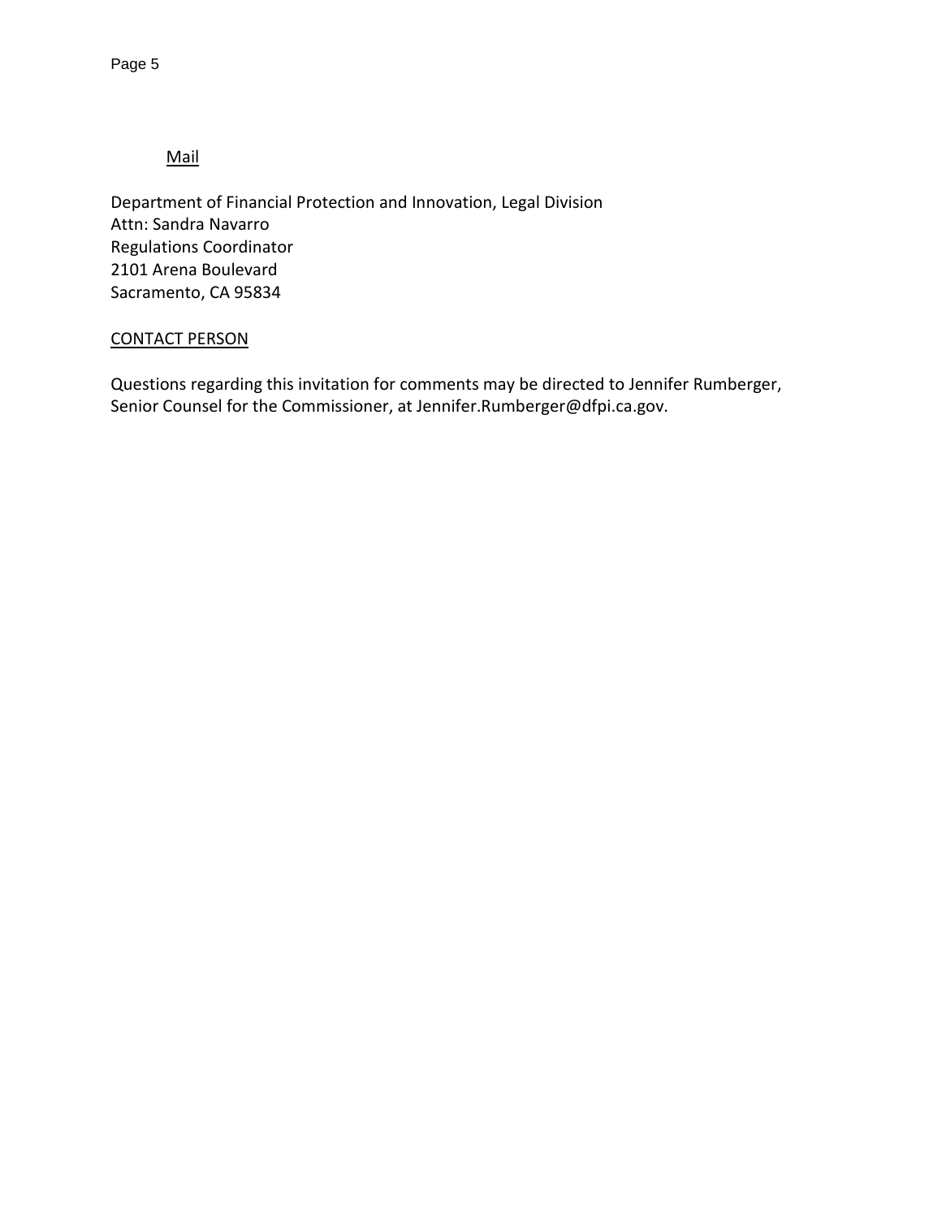Mail

Department of Financial Protection and Innovation, Legal Division
Attn: Sandra Navarro
Regulations Coordinator
2101 Arena Boulevard
Sacramento, CA 95834

## CONTACT PERSON

Questions regarding this invitation for comments may be directed to Jennifer Rumberger, Senior Counsel for the Commissioner, at Jennifer.Rumberger@dfpi.ca.gov.